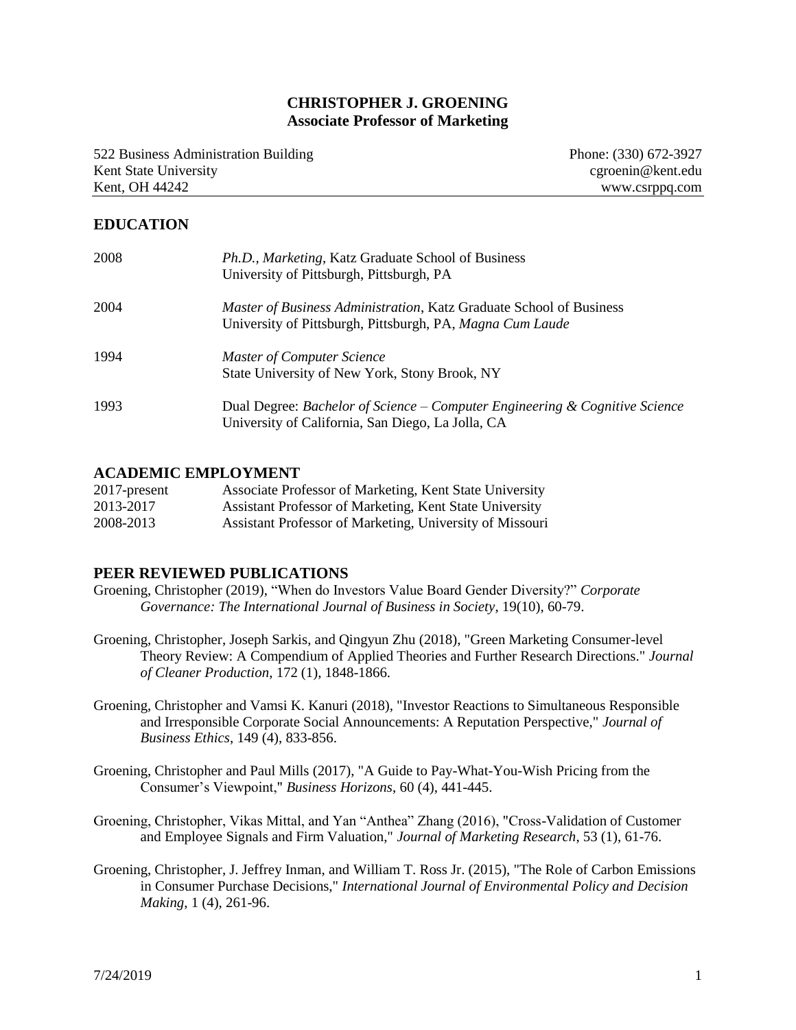# CHRISTOPHER J. GROENING
**Associate Professor of Marketing**

522 Business Administration Building
Kent State University
Kent, OH 44242

Phone: (330) 672-3927
cgroenin@kent.edu
www.csrppq.com

## EDUCATION

| | |
|---|---|
| 2008 | *Ph.D., Marketing*, Katz Graduate School of Business<br>University of Pittsburgh, Pittsburgh, PA |
| 2004 | *Master of Business Administration*, Katz Graduate School of Business<br>University of Pittsburgh, Pittsburgh, PA, *Magna Cum Laude* |
| 1994 | *Master of Computer Science*<br>State University of New York, Stony Brook, NY |
| 1993 | Dual Degree: *Bachelor of Science – Computer Engineering & Cognitive Science*<br>University of California, San Diego, La Jolla, CA |

## ACADEMIC EMPLOYMENT

| | |
|---|---|
| 2017-present | Associate Professor of Marketing, Kent State University |
| 2013-2017 | Assistant Professor of Marketing, Kent State University |
| 2008-2013 | Assistant Professor of Marketing, University of Missouri |

## PEER REVIEWED PUBLICATIONS

Groening, Christopher (2019), "When do Investors Value Board Gender Diversity?" *Corporate Governance: The International Journal of Business in Society*, 19(10), 60-79.

Groening, Christopher, Joseph Sarkis, and Qingyun Zhu (2018), "Green Marketing Consumer-level Theory Review: A Compendium of Applied Theories and Further Research Directions." *Journal of Cleaner Production*, 172 (1), 1848-1866.

Groening, Christopher and Vamsi K. Kanuri (2018), "Investor Reactions to Simultaneous Responsible and Irresponsible Corporate Social Announcements: A Reputation Perspective," *Journal of Business Ethics*, 149 (4), 833-856.

Groening, Christopher and Paul Mills (2017), "A Guide to Pay-What-You-Wish Pricing from the Consumer's Viewpoint," *Business Horizons*, 60 (4), 441-445.

Groening, Christopher, Vikas Mittal, and Yan "Anthea" Zhang (2016), "Cross-Validation of Customer and Employee Signals and Firm Valuation," *Journal of Marketing Research*, 53 (1), 61-76.

Groening, Christopher, J. Jeffrey Inman, and William T. Ross Jr. (2015), "The Role of Carbon Emissions in Consumer Purchase Decisions," *International Journal of Environmental Policy and Decision Making*, 1 (4), 261-96.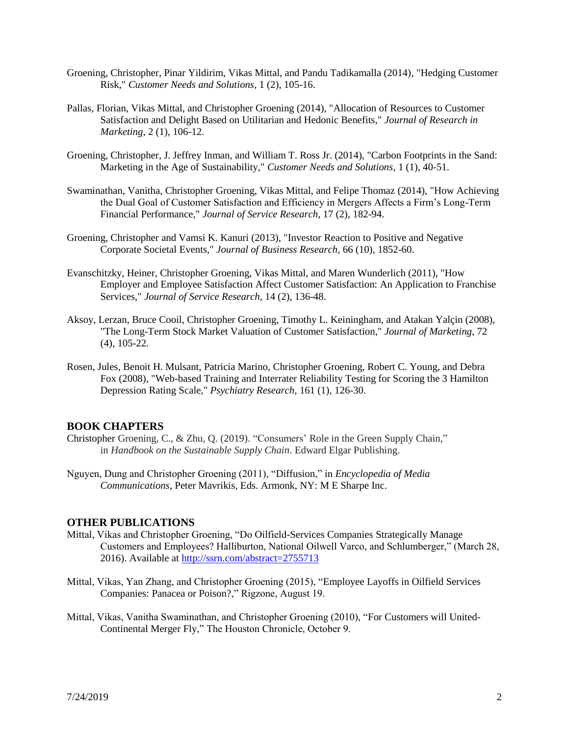Groening, Christopher, Pinar Yildirim, Vikas Mittal, and Pandu Tadikamalla (2014), "Hedging Customer Risk," *Customer Needs and Solutions*, 1 (2), 105-16.

Pallas, Florian, Vikas Mittal, and Christopher Groening (2014), "Allocation of Resources to Customer Satisfaction and Delight Based on Utilitarian and Hedonic Benefits," *Journal of Research in Marketing*, 2 (1), 106-12.

Groening, Christopher, J. Jeffrey Inman, and William T. Ross Jr. (2014), "Carbon Footprints in the Sand: Marketing in the Age of Sustainability," *Customer Needs and Solutions*, 1 (1), 40-51.

Swaminathan, Vanitha, Christopher Groening, Vikas Mittal, and Felipe Thomaz (2014), "How Achieving the Dual Goal of Customer Satisfaction and Efficiency in Mergers Affects a Firm's Long-Term Financial Performance," *Journal of Service Research*, 17 (2), 182-94.

Groening, Christopher and Vamsi K. Kanuri (2013), "Investor Reaction to Positive and Negative Corporate Societal Events," *Journal of Business Research*, 66 (10), 1852-60.

Evanschitzky, Heiner, Christopher Groening, Vikas Mittal, and Maren Wunderlich (2011), "How Employer and Employee Satisfaction Affect Customer Satisfaction: An Application to Franchise Services," *Journal of Service Research*, 14 (2), 136-48.

Aksoy, Lerzan, Bruce Cooil, Christopher Groening, Timothy L. Keiningham, and Atakan Yalçin (2008), "The Long-Term Stock Market Valuation of Customer Satisfaction," *Journal of Marketing*, 72 (4), 105-22.

Rosen, Jules, Benoit H. Mulsant, Patricia Marino, Christopher Groening, Robert C. Young, and Debra Fox (2008), "Web-based Training and Interrater Reliability Testing for Scoring the 3 Hamilton Depression Rating Scale," *Psychiatry Research*, 161 (1), 126-30.

## BOOK CHAPTERS

Christopher Groening, C., & Zhu, Q. (2019). "Consumers' Role in the Green Supply Chain," in *Handbook on the Sustainable Supply Chain*. Edward Elgar Publishing.

Nguyen, Dung and Christopher Groening (2011), "Diffusion," in *Encyclopedia of Media Communications*, Peter Mavrikis, Eds. Armonk, NY: M E Sharpe Inc.

## OTHER PUBLICATIONS

Mittal, Vikas and Christopher Groening, "Do Oilfield-Services Companies Strategically Manage Customers and Employees? Halliburton, National Oilwell Varco, and Schlumberger," (March 28, 2016). Available at http://ssrn.com/abstract=2755713

Mittal, Vikas, Yan Zhang, and Christopher Groening (2015), "Employee Layoffs in Oilfield Services Companies: Panacea or Poison?," Rigzone, August 19.

Mittal, Vikas, Vanitha Swaminathan, and Christopher Groening (2010), "For Customers will United-Continental Merger Fly," The Houston Chronicle, October 9.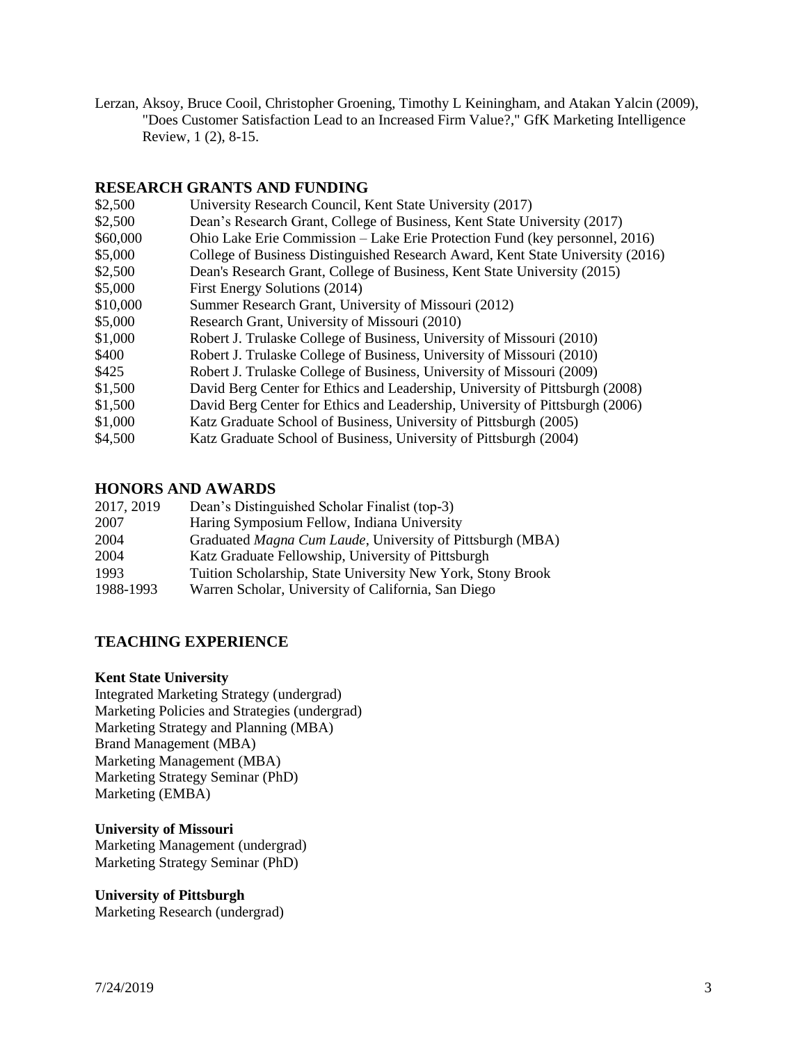Lerzan, Aksoy, Bruce Cooil, Christopher Groening, Timothy L Keiningham, and Atakan Yalcin (2009), "Does Customer Satisfaction Lead to an Increased Firm Value?," GfK Marketing Intelligence Review, 1 (2), 8-15.

## RESEARCH GRANTS AND FUNDING

| | |
|---|---|
| $2,500 | University Research Council, Kent State University (2017) |
| $2,500 | Dean's Research Grant, College of Business, Kent State University (2017) |
| $60,000 | Ohio Lake Erie Commission – Lake Erie Protection Fund (key personnel, 2016) |
| $5,000 | College of Business Distinguished Research Award, Kent State University (2016) |
| $2,500 | Dean's Research Grant, College of Business, Kent State University (2015) |
| $5,000 | First Energy Solutions (2014) |
| $10,000 | Summer Research Grant, University of Missouri (2012) |
| $5,000 | Research Grant, University of Missouri (2010) |
| $1,000 | Robert J. Trulaske College of Business, University of Missouri (2010) |
| $400 | Robert J. Trulaske College of Business, University of Missouri (2010) |
| $425 | Robert J. Trulaske College of Business, University of Missouri (2009) |
| $1,500 | David Berg Center for Ethics and Leadership, University of Pittsburgh (2008) |
| $1,500 | David Berg Center for Ethics and Leadership, University of Pittsburgh (2006) |
| $1,000 | Katz Graduate School of Business, University of Pittsburgh (2005) |
| $4,500 | Katz Graduate School of Business, University of Pittsburgh (2004) |

## HONORS AND AWARDS

| | |
|---|---|
| 2017, 2019 | Dean's Distinguished Scholar Finalist (top-3) |
| 2007 | Haring Symposium Fellow, Indiana University |
| 2004 | Graduated *Magna Cum Laude*, University of Pittsburgh (MBA) |
| 2004 | Katz Graduate Fellowship, University of Pittsburgh |
| 1993 | Tuition Scholarship, State University New York, Stony Brook |
| 1988-1993 | Warren Scholar, University of California, San Diego |

## TEACHING EXPERIENCE

**Kent State University**
Integrated Marketing Strategy (undergrad)
Marketing Policies and Strategies (undergrad)
Marketing Strategy and Planning (MBA)
Brand Management (MBA)
Marketing Management (MBA)
Marketing Strategy Seminar (PhD)
Marketing (EMBA)

**University of Missouri**
Marketing Management (undergrad)
Marketing Strategy Seminar (PhD)

**University of Pittsburgh**
Marketing Research (undergrad)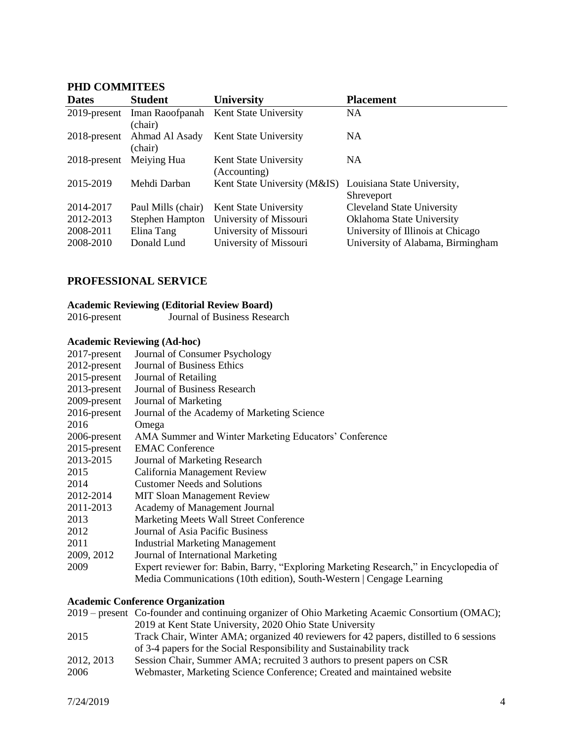## PHD COMMITEES

| Dates | Student | University | Placement |
|---|---|---|---|
| 2019-present | Iman Raoofpanah (chair) | Kent State University | NA |
| 2018-present | Ahmad Al Asady (chair) | Kent State University | NA |
| 2018-present | Meiying Hua | Kent State University (Accounting) | NA |
| 2015-2019 | Mehdi Darban | Kent State University (M&IS) | Louisiana State University, Shreveport |
| 2014-2017 | Paul Mills (chair) | Kent State University | Cleveland State University |
| 2012-2013 | Stephen Hampton | University of Missouri | Oklahoma State University |
| 2008-2011 | Elina Tang | University of Missouri | University of Illinois at Chicago |
| 2008-2010 | Donald Lund | University of Missouri | University of Alabama, Birmingham |

## PROFESSIONAL SERVICE

### Academic Reviewing (Editorial Review Board)

2016-present Journal of Business Research

### Academic Reviewing (Ad-hoc)

2017-present Journal of Consumer Psychology
2012-present Journal of Business Ethics
2015-present Journal of Retailing
2013-present Journal of Business Research
2009-present Journal of Marketing
2016-present Journal of the Academy of Marketing Science
2016 Omega
2006-present AMA Summer and Winter Marketing Educators' Conference
2015-present EMAC Conference
2013-2015 Journal of Marketing Research
2015 California Management Review
2014 Customer Needs and Solutions
2012-2014 MIT Sloan Management Review
2011-2013 Academy of Management Journal
2013 Marketing Meets Wall Street Conference
2012 Journal of Asia Pacific Business
2011 Industrial Marketing Management
2009, 2012 Journal of International Marketing
2009 Expert reviewer for: Babin, Barry, "Exploring Marketing Research," in Encyclopedia of Media Communications (10th edition), South-Western | Cengage Learning

### Academic Conference Organization

2019 – present Co-founder and continuing organizer of Ohio Marketing Acaemic Consortium (OMAC); 2019 at Kent State University, 2020 Ohio State University
2015 Track Chair, Winter AMA; organized 40 reviewers for 42 papers, distilled to 6 sessions of 3-4 papers for the Social Responsibility and Sustainability track
2012, 2013 Session Chair, Summer AMA; recruited 3 authors to present papers on CSR
2006 Webmaster, Marketing Science Conference; Created and maintained website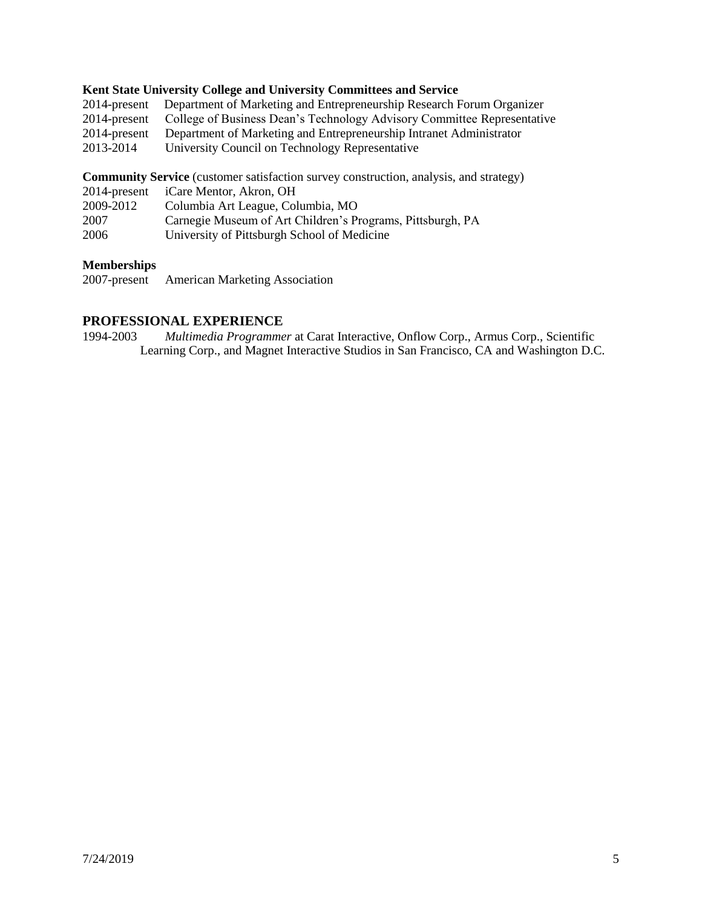**Kent State University College and University Committees and Service**

2014-present Department of Marketing and Entrepreneurship Research Forum Organizer
2014-present College of Business Dean's Technology Advisory Committee Representative
2014-present Department of Marketing and Entrepreneurship Intranet Administrator
2013-2014 University Council on Technology Representative

**Community Service** (customer satisfaction survey construction, analysis, and strategy)

2014-present iCare Mentor, Akron, OH
2009-2012 Columbia Art League, Columbia, MO
2007 Carnegie Museum of Art Children's Programs, Pittsburgh, PA
2006 University of Pittsburgh School of Medicine

**Memberships**

2007-present American Marketing Association

## PROFESSIONAL EXPERIENCE

1994-2003 *Multimedia Programmer* at Carat Interactive, Onflow Corp., Armus Corp., Scientific Learning Corp., and Magnet Interactive Studios in San Francisco, CA and Washington D.C.